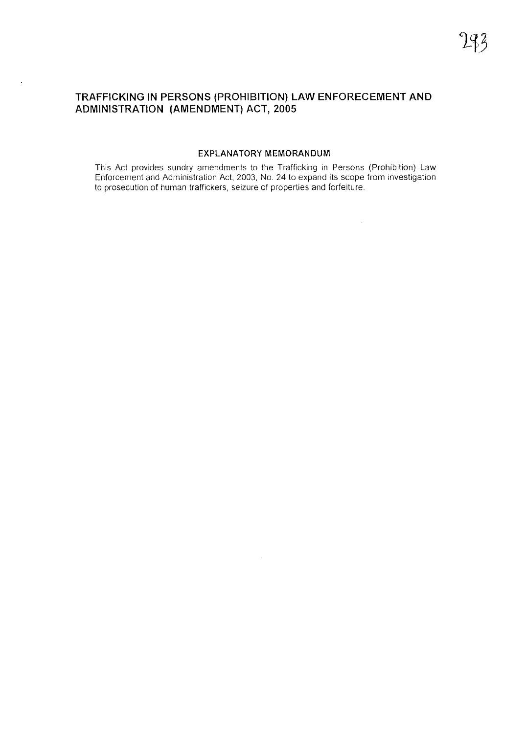# TRAFFICKING IN PERSONS (PROHIBITION) LAW ENFORECEMENT AND ADMINISTRATION (AMENDMENT) ACT, 2005

## EXPLANATORY MEMORANDUM

This Act provides sundry amendments to the Trafficking in Persons (Prohibition) Law Enforcement and Administration Act, 2003, No. 24 to expand its scope from investigation to prosecution of human traffickers, seizure of properties and forfeiture.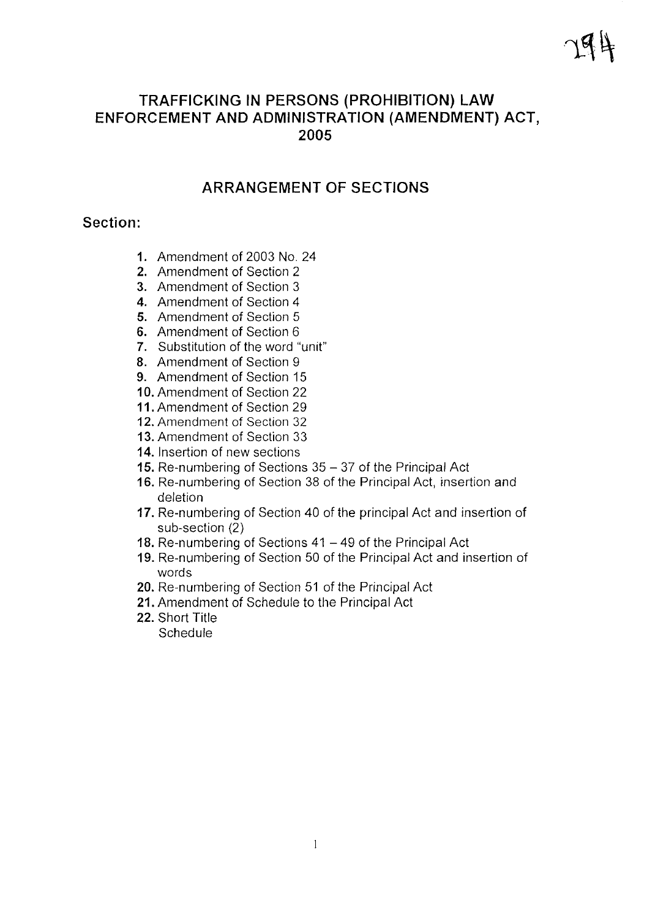# TRAFFICKING IN PERSONS (PROHIBITION) LAW ENFORCEMENT AND ADMINISTRATION (AMENDMENT) ACT, 2005

## ARRANGEMENT OF SECTIONS

### Section:

1. Amendment of 2003 No. 24
2. Amendment of Section 2
3. Amendment of Section 3
4. Amendment of Section 4
5. Amendment of Section 5
6. Amendment of Section 6
7. Substitution of the word "unit"
8. Amendment of Section 9
9. Amendment of Section 15
10. Amendment of Section 22
11. Amendment of Section 29
12. Amendment of Section 32
13. Amendment of Section 33
14. Insertion of new sections
15. Re-numbering of Sections 35 – 37 of the Principal Act
16. Re-numbering of Section 38 of the Principal Act, insertion and deletion
17. Re-numbering of Section 40 of the principal Act and insertion of sub-section (2)
18. Re-numbering of Sections 41 – 49 of the Principal Act
19. Re-numbering of Section 50 of the Principal Act and insertion of words
20. Re-numbering of Section 51 of the Principal Act
21. Amendment of Schedule to the Principal Act
22. Short Title

    Schedule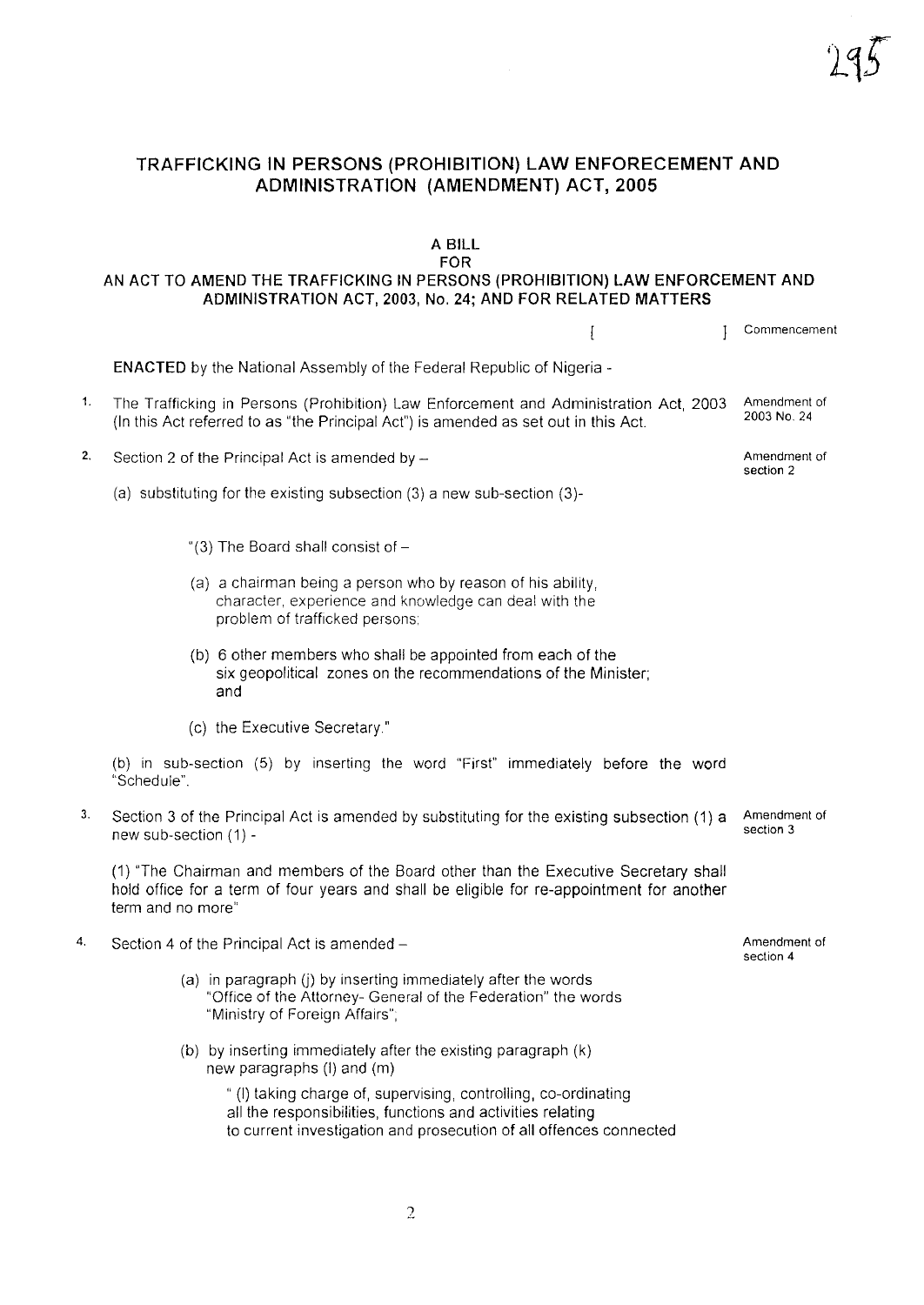# TRAFFICKING IN PERSONS (PROHIBITION) LAW ENFORECEMENT AND ADMINISTRATION (AMENDMENT) ACT, 2005

## A BILL
## FOR
## AN ACT TO AMEND THE TRAFFICKING IN PERSONS (PROHIBITION) LAW ENFORCEMENT AND ADMINISTRATION ACT, 2003, No. 24; AND FOR RELATED MATTERS

[ ] Commencement

**ENACTED** by the National Assembly of the Federal Republic of Nigeria -

1. The Trafficking in Persons (Prohibition) Law Enforcement and Administration Act, 2003 (In this Act referred to as "the Principal Act") is amended as set out in this Act. *Amendment of 2003 No. 24*

2. Section 2 of the Principal Act is amended by – *Amendment of section 2*

   (a) substituting for the existing subsection (3) a new sub-section (3)-

   "(3) The Board shall consist of –

   (a) a chairman being a person who by reason of his ability, character, experience and knowledge can deal with the problem of trafficked persons;

   (b) 6 other members who shall be appointed from each of the six geopolitical zones on the recommendations of the Minister; and

   (c) the Executive Secretary."

   (b) in sub-section (5) by inserting the word "First" immediately before the word "Schedule".

3. Section 3 of the Principal Act is amended by substituting for the existing subsection (1) a new sub-section (1) - *Amendment of section 3*

   (1) "The Chairman and members of the Board other than the Executive Secretary shall hold office for a term of four years and shall be eligible for re-appointment for another term and no more"

4. Section 4 of the Principal Act is amended – *Amendment of section 4*

   (a) in paragraph (j) by inserting immediately after the words "Office of the Attorney- General of the Federation" the words "Ministry of Foreign Affairs";

   (b) by inserting immediately after the existing paragraph (k) new paragraphs (l) and (m)

   " (l) taking charge of, supervising, controlling, co-ordinating all the responsibilities, functions and activities relating to current investigation and prosecution of all offences connected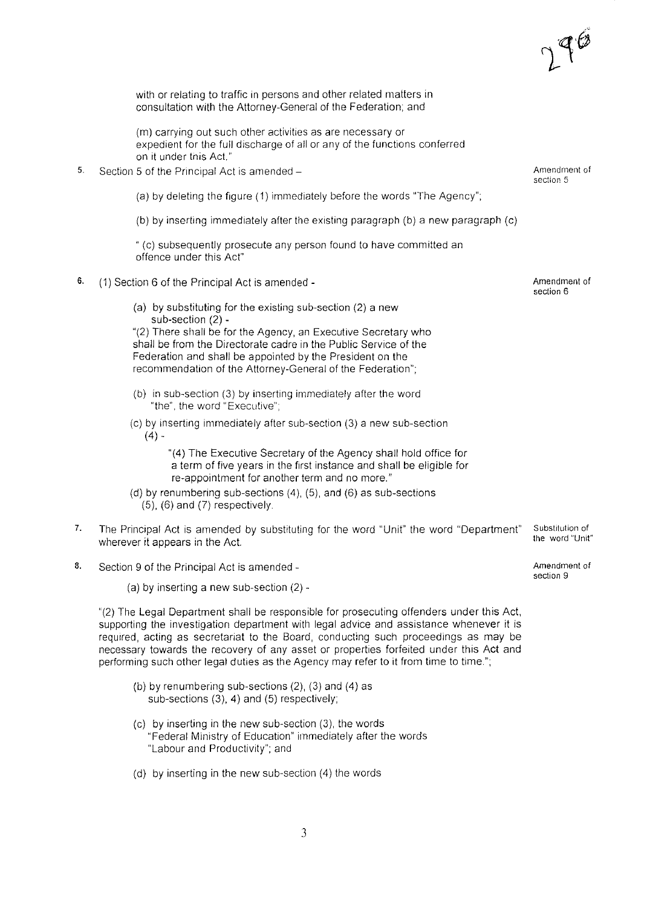with or relating to traffic in persons and other related matters in consultation with the Attorney-General of the Federation; and

(m) carrying out such other activities as are necessary or expedient for the full discharge of all or any of the functions conferred on it under this Act."

5. Section 5 of the Principal Act is amended – *Amendment of section 5*

(a) by deleting the figure (1) immediately before the words "The Agency";

(b) by inserting immediately after the existing paragraph (b) a new paragraph (c)

" (c) subsequently prosecute any person found to have committed an offence under this Act"

6. (1) Section 6 of the Principal Act is amended - *Amendment of section 6*

(a) by substituting for the existing sub-section (2) a new sub-section (2) -

"(2) There shall be for the Agency, an Executive Secretary who shall be from the Directorate cadre in the Public Service of the Federation and shall be appointed by the President on the recommendation of the Attorney-General of the Federation";

(b) in sub-section (3) by inserting immediately after the word "the", the word "Executive";

(c) by inserting immediately after sub-section (3) a new sub-section (4) -

"(4) The Executive Secretary of the Agency shall hold office for a term of five years in the first instance and shall be eligible for re-appointment for another term and no more."

(d) by renumbering sub-sections (4), (5), and (6) as sub-sections (5), (6) and (7) respectively.

7. The Principal Act is amended by substituting for the word "Unit" the word "Department" wherever it appears in the Act. *Substitution of the word "Unit"*

8. Section 9 of the Principal Act is amended - *Amendment of section 9*

(a) by inserting a new sub-section (2) -

"(2) The Legal Department shall be responsible for prosecuting offenders under this Act, supporting the investigation department with legal advice and assistance whenever it is required, acting as secretariat to the Board, conducting such proceedings as may be necessary towards the recovery of any asset or properties forfeited under this Act and performing such other legal duties as the Agency may refer to it from time to time.";

(b) by renumbering sub-sections (2), (3) and (4) as sub-sections (3), 4) and (5) respectively;

(c) by inserting in the new sub-section (3), the words "Federal Ministry of Education" immediately after the words "Labour and Productivity"; and

(d) by inserting in the new sub-section (4) the words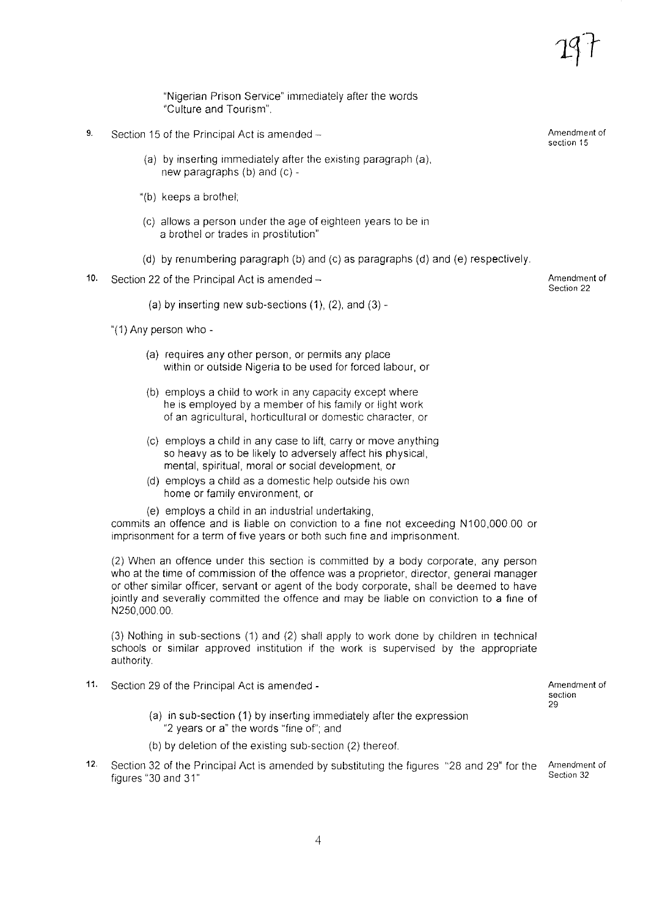"Nigerian Prison Service" immediately after the words "Culture and Tourism".

9. Section 15 of the Principal Act is amended – *(Amendment of section 15)*

(a) by inserting immediately after the existing paragraph (a), new paragraphs (b) and (c) -

"(b) keeps a brothel;

(c) allows a person under the age of eighteen years to be in a brothel or trades in prostitution"

(d) by renumbering paragraph (b) and (c) as paragraphs (d) and (e) respectively.

10. Section 22 of the Principal Act is amended – *(Amendment of Section 22)*

(a) by inserting new sub-sections (1), (2), and (3) -

"(1) Any person who -

(a) requires any other person, or permits any place within or outside Nigeria to be used for forced labour, or

(b) employs a child to work in any capacity except where he is employed by a member of his family or light work of an agricultural, horticultural or domestic character, or

(c) employs a child in any case to lift, carry or move anything so heavy as to be likely to adversely affect his physical, mental, spiritual, moral or social development, or

(d) employs a child as a domestic help outside his own home or family environment, or

(e) employs a child in an industrial undertaking,

commits an offence and is liable on conviction to a fine not exceeding N100,000.00 or imprisonment for a term of five years or both such fine and imprisonment.

(2) When an offence under this section is committed by a body corporate, any person who at the time of commission of the offence was a proprietor, director, general manager or other similar officer, servant or agent of the body corporate, shall be deemed to have jointly and severally committed the offence and may be liable on conviction to a fine of N250,000.00.

(3) Nothing in sub-sections (1) and (2) shall apply to work done by children in technical schools or similar approved institution if the work is supervised by the appropriate authority.

11. Section 29 of the Principal Act is amended - *(Amendment of section 29)*

(a) in sub-section (1) by inserting immediately after the expression "2 years or a" the words "fine of"; and

(b) by deletion of the existing sub-section (2) thereof.

12. Section 32 of the Principal Act is amended by substituting the figures "28 and 29" for the figures "30 and 31" *(Amendment of Section 32)*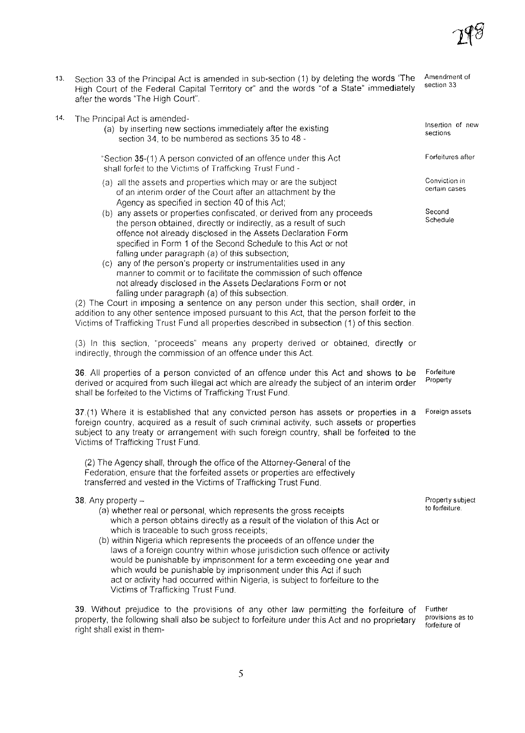13. Section 33 of the Principal Act is amended in sub-section (1) by deleting the words 'The High Court of the Federal Capital Territory or" and the words "of a State" immediately after the words "The High Court". *Amendment of section 33*

14. The Principal Act is amended-

(a) by inserting new sections immediately after the existing section 34, to be numbered as sections 35 to 48 - *Insertion of new sections*

"Section 35-(1) A person convicted of an offence under this Act shall forfeit to the Victims of Trafficking Trust Fund - *Forfeitures after Conviction in certain cases*

(a) all the assets and properties which may or are the subject of an interim order of the Court after an attachment by the Agency as specified in section 40 of this Act;

(b) any assets or properties confiscated, or derived from any proceeds the person obtained, directly or indirectly, as a result of such offence not already disclosed in the Assets Declaration Form specified in Form 1 of the Second Schedule to this Act or not falling under paragraph (a) of this subsection; *Second Schedule*

(c) any of the person's property or instrumentalities used in any manner to commit or to facilitate the commission of such offence not already disclosed in the Assets Declarations Form or not falling under paragraph (a) of this subsection.

(2) The Court in imposing a sentence on any person under this section, shall order, in addition to any other sentence imposed pursuant to this Act, that the person forfeit to the Victims of Trafficking Trust Fund all properties described in subsection (1) of this section.

(3) In this section, "proceeds" means any property derived or obtained, directly or indirectly, through the commission of an offence under this Act.

36. All properties of a person convicted of an offence under this Act and shows to be derived or acquired from such illegal act which are already the subject of an interim order shall be forfeited to the Victims of Trafficking Trust Fund. *Forfeiture Property*

37.(1) Where it is established that any convicted person has assets or properties in a foreign country, acquired as a result of such criminal activity, such assets or properties subject to any treaty or arrangement with such foreign country, shall be forfeited to the Victims of Trafficking Trust Fund. *Foreign assets*

(2) The Agency shall, through the office of the Attorney-General of the Federation, ensure that the forfeited assets or properties are effectively transferred and vested in the Victims of Trafficking Trust Fund.

38. Any property – *Property subject to forfeiture.*

(a) whether real or personal, which represents the gross receipts which a person obtains directly as a result of the violation of this Act or which is traceable to such gross receipts;

(b) within Nigeria which represents the proceeds of an offence under the laws of a foreign country within whose jurisdiction such offence or activity would be punishable by imprisonment for a term exceeding one year and which would be punishable by imprisonment under this Act if such act or activity had occurred within Nigeria, is subject to forfeiture to the Victims of Trafficking Trust Fund.

39. Without prejudice to the provisions of any other law permitting the forfeiture of property, the following shall also be subject to forfeiture under this Act and no proprietary right shall exist in them- *Further provisions as to forfeiture of*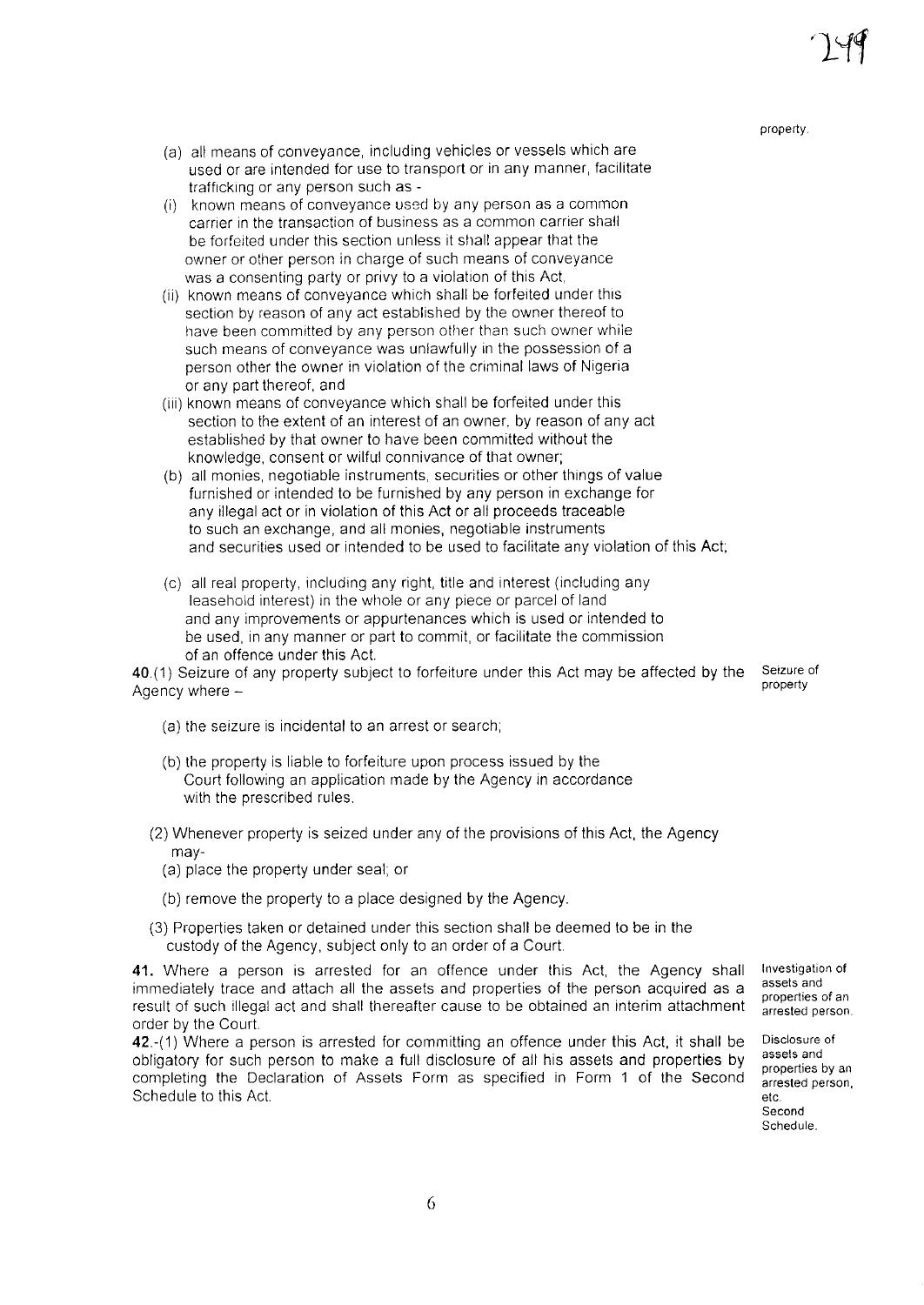property.

(a) all means of conveyance, including vehicles or vessels which are used or are intended for use to transport or in any manner, facilitate trafficking or any person such as -

(i) known means of conveyance used by any person as a common carrier in the transaction of business as a common carrier shall be forfeited under this section unless it shall appear that the owner or other person in charge of such means of conveyance was a consenting party or privy to a violation of this Act,

(ii) known means of conveyance which shall be forfeited under this section by reason of any act established by the owner thereof to have been committed by any person other than such owner while such means of conveyance was unlawfully in the possession of a person other the owner in violation of the criminal laws of Nigeria or any part thereof, and

(iii) known means of conveyance which shall be forfeited under this section to the extent of an interest of an owner, by reason of any act established by that owner to have been committed without the knowledge, consent or wilful connivance of that owner;

(b) all monies, negotiable instruments, securities or other things of value furnished or intended to be furnished by any person in exchange for any illegal act or in violation of this Act or all proceeds traceable to such an exchange, and all monies, negotiable instruments and securities used or intended to be used to facilitate any violation of this Act;

(c) all real property, including any right, title and interest (including any leasehold interest) in the whole or any piece or parcel of land and any improvements or appurtenances which is used or intended to be used, in any manner or part to commit, or facilitate the commission of an offence under this Act.

*Seizure of property*

**40.**(1) Seizure of any property subject to forfeiture under this Act may be affected by the Agency where –

(a) the seizure is incidental to an arrest or search;

(b) the property is liable to forfeiture upon process issued by the Court following an application made by the Agency in accordance with the prescribed rules.

(2) Whenever property is seized under any of the provisions of this Act, the Agency may-

(a) place the property under seal; or

(b) remove the property to a place designed by the Agency.

(3) Properties taken or detained under this section shall be deemed to be in the custody of the Agency, subject only to an order of a Court.

*Investigation of assets and properties of an arrested person.*

**41.** Where a person is arrested for an offence under this Act, the Agency shall immediately trace and attach all the assets and properties of the person acquired as a result of such illegal act and shall thereafter cause to be obtained an interim attachment order by the Court.

*Disclosure of assets and properties by an arrested person, etc. Second Schedule.*

**42.**-(1) Where a person is arrested for committing an offence under this Act, it shall be obligatory for such person to make a full disclosure of all his assets and properties by completing the Declaration of Assets Form as specified in Form 1 of the Second Schedule to this Act.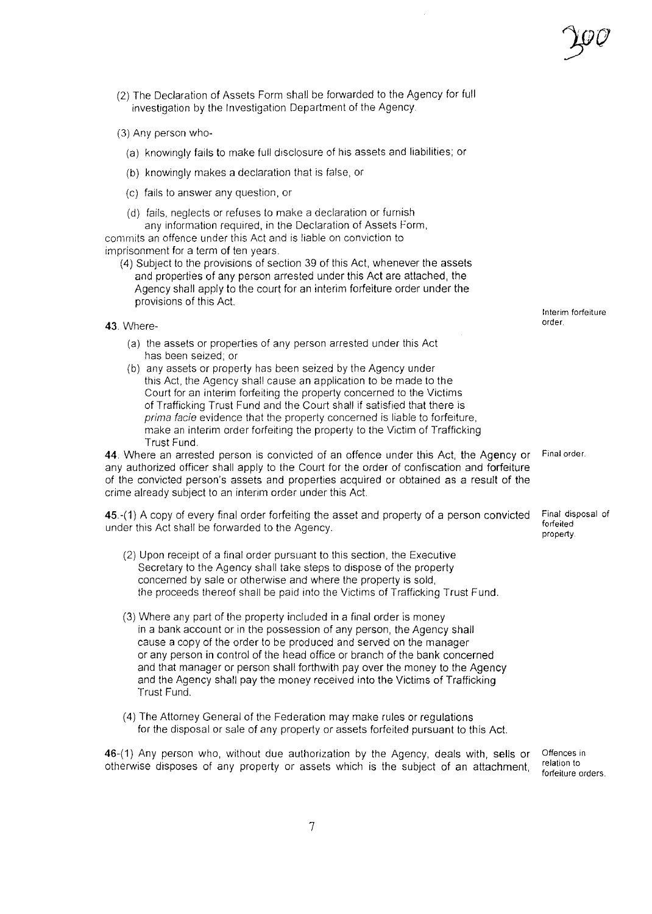(2) The Declaration of Assets Form shall be forwarded to the Agency for full investigation by the Investigation Department of the Agency.

(3) Any person who-

(a) knowingly fails to make full disclosure of his assets and liabilities; or

(b) knowingly makes a declaration that is false, or

(c) fails to answer any question, or

(d) fails, neglects or refuses to make a declaration or furnish any information required, in the Declaration of Assets Form,

commits an offence under this Act and is liable on conviction to imprisonment for a term of ten years.

(4) Subject to the provisions of section 39 of this Act, whenever the assets and properties of any person arrested under this Act are attached, the Agency shall apply to the court for an interim forfeiture order under the provisions of this Act.

*Interim forfeiture order.*

**43**. Where-

(a) the assets or properties of any person arrested under this Act has been seized; or

(b) any assets or property has been seized by the Agency under this Act, the Agency shall cause an application to be made to the Court for an interim forfeiting the property concerned to the Victims of Trafficking Trust Fund and the Court shall if satisfied that there is *prima facie* evidence that the property concerned is liable to forfeiture, make an interim order forfeiting the property to the Victim of Trafficking Trust Fund.

*Final order.*

**44**. Where an arrested person is convicted of an offence under this Act, the Agency or any authorized officer shall apply to the Court for the order of confiscation and forfeiture of the convicted person's assets and properties acquired or obtained as a result of the crime already subject to an interim order under this Act.

*Final disposal of forfeited property.*

**45**.-(1) A copy of every final order forfeiting the asset and property of a person convicted under this Act shall be forwarded to the Agency.

(2) Upon receipt of a final order pursuant to this section, the Executive Secretary to the Agency shall take steps to dispose of the property concerned by sale or otherwise and where the property is sold, the proceeds thereof shall be paid into the Victims of Trafficking Trust Fund.

(3) Where any part of the property included in a final order is money in a bank account or in the possession of any person, the Agency shall cause a copy of the order to be produced and served on the manager or any person in control of the head office or branch of the bank concerned and that manager or person shall forthwith pay over the money to the Agency and the Agency shall pay the money received into the Victims of Trafficking Trust Fund.

(4) The Attorney General of the Federation may make rules or regulations for the disposal or sale of any property or assets forfeited pursuant to this Act.

*Offences in relation to forfeiture orders.*

**46**-(1) Any person who, without due authorization by the Agency, deals with, sells or otherwise disposes of any property or assets which is the subject of an attachment,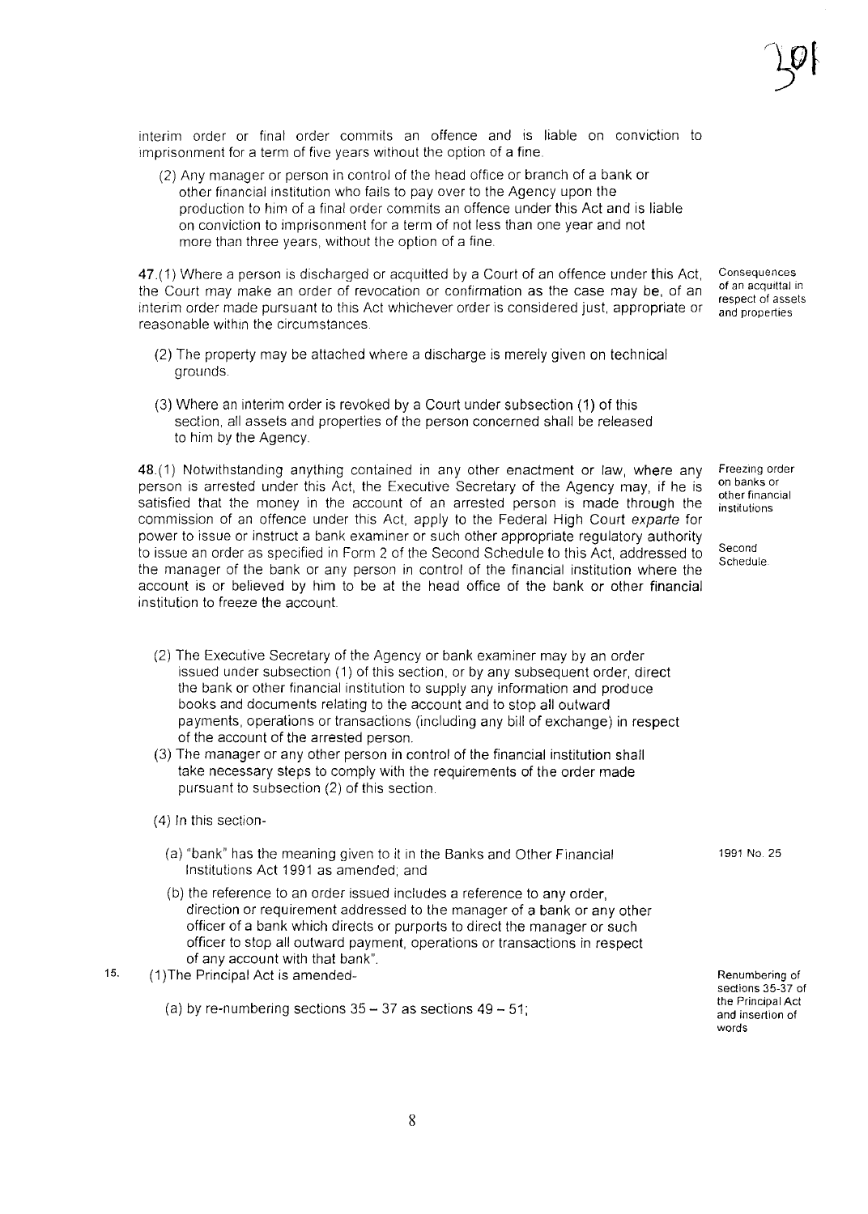interim order or final order commits an offence and is liable on conviction to imprisonment for a term of five years without the option of a fine.

(2) Any manager or person in control of the head office or branch of a bank or other financial institution who fails to pay over to the Agency upon the production to him of a final order commits an offence under this Act and is liable on conviction to imprisonment for a term of not less than one year and not more than three years, without the option of a fine.

*Consequences of an acquittal in respect of assets and properties*

47.(1) Where a person is discharged or acquitted by a Court of an offence under this Act, the Court may make an order of revocation or confirmation as the case may be, of an interim order made pursuant to this Act whichever order is considered just, appropriate or reasonable within the circumstances.

(2) The property may be attached where a discharge is merely given on technical grounds.

(3) Where an interim order is revoked by a Court under subsection (1) of this section, all assets and properties of the person concerned shall be released to him by the Agency.

*Freezing order on banks or other financial institutions*

*Second Schedule.*

48.(1) Notwithstanding anything contained in any other enactment or law, where any person is arrested under this Act, the Executive Secretary of the Agency may, if he is satisfied that the money in the account of an arrested person is made through the commission of an offence under this Act, apply to the Federal High Court *exparte* for power to issue or instruct a bank examiner or such other appropriate regulatory authority to issue an order as specified in Form 2 of the Second Schedule to this Act, addressed to the manager of the bank or any person in control of the financial institution where the account is or believed by him to be at the head office of the bank or other financial institution to freeze the account.

(2) The Executive Secretary of the Agency or bank examiner may by an order issued under subsection (1) of this section, or by any subsequent order, direct the bank or other financial institution to supply any information and produce books and documents relating to the account and to stop all outward payments, operations or transactions (including any bill of exchange) in respect of the account of the arrested person.

(3) The manager or any other person in control of the financial institution shall take necessary steps to comply with the requirements of the order made pursuant to subsection (2) of this section.

(4) In this section-

(a) "bank" has the meaning given to it in the Banks and Other Financial Institutions Act 1991 as amended; and *1991 No. 25*

(b) the reference to an order issued includes a reference to any order, direction or requirement addressed to the manager of a bank or any other officer of a bank which directs or purports to direct the manager or such officer to stop all outward payment, operations or transactions in respect of any account with that bank".

*Renumbering of sections 35-37 of the Principal Act and insertion of words*

15. (1) The Principal Act is amended-

(a) by re-numbering sections 35 – 37 as sections 49 – 51;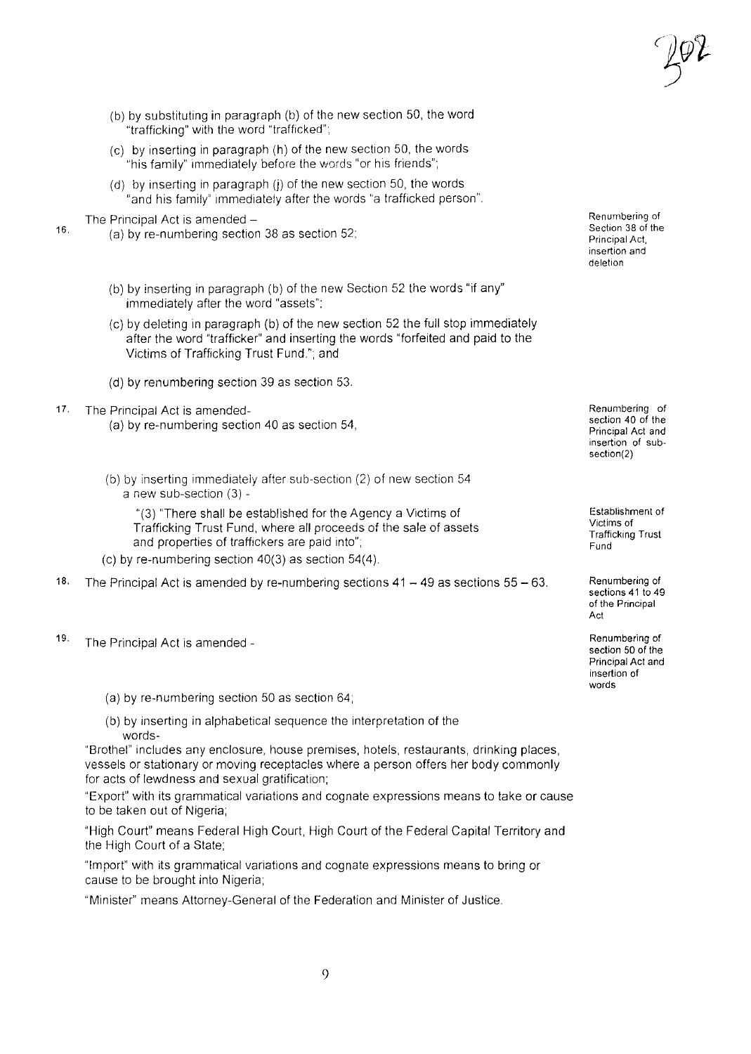(b) by substituting in paragraph (b) of the new section 50, the word "trafficking" with the word "trafficked";

(c) by inserting in paragraph (h) of the new section 50, the words "his family" immediately before the words "or his friends";

(d) by inserting in paragraph (j) of the new section 50, the words "and his family" immediately after the words "a trafficked person".

16. The Principal Act is amended –

*Renumbering of Section 38 of the Principal Act, insertion and deletion*

(a) by re-numbering section 38 as section 52;

(b) by inserting in paragraph (b) of the new Section 52 the words "if any" immediately after the word "assets";

(c) by deleting in paragraph (b) of the new section 52 the full stop immediately after the word "trafficker" and inserting the words "forfeited and paid to the Victims of Trafficking Trust Fund."; and

(d) by renumbering section 39 as section 53.

17. The Principal Act is amended-

*Renumbering of section 40 of the Principal Act and insertion of sub-section(2)*

(a) by re-numbering section 40 as section 54,

(b) by inserting immediately after sub-section (2) of new section 54 a new sub-section (3) -

*Establishment of Victims of Trafficking Trust Fund*

"(3) "There shall be established for the Agency a Victims of Trafficking Trust Fund, where all proceeds of the sale of assets and properties of traffickers are paid into";

(c) by re-numbering section 40(3) as section 54(4).

18. The Principal Act is amended by re-numbering sections 41 – 49 as sections 55 – 63.

*Renumbering of sections 41 to 49 of the Principal Act*

19. The Principal Act is amended -

*Renumbering of section 50 of the Principal Act and insertion of words*

(a) by re-numbering section 50 as section 64;

(b) by inserting in alphabetical sequence the interpretation of the words-

"Brothel" includes any enclosure, house premises, hotels, restaurants, drinking places, vessels or stationary or moving receptacles where a person offers her body commonly for acts of lewdness and sexual gratification;

"Export" with its grammatical variations and cognate expressions means to take or cause to be taken out of Nigeria;

"High Court" means Federal High Court, High Court of the Federal Capital Territory and the High Court of a State;

"Import" with its grammatical variations and cognate expressions means to bring or cause to be brought into Nigeria;

"Minister" means Attorney-General of the Federation and Minister of Justice.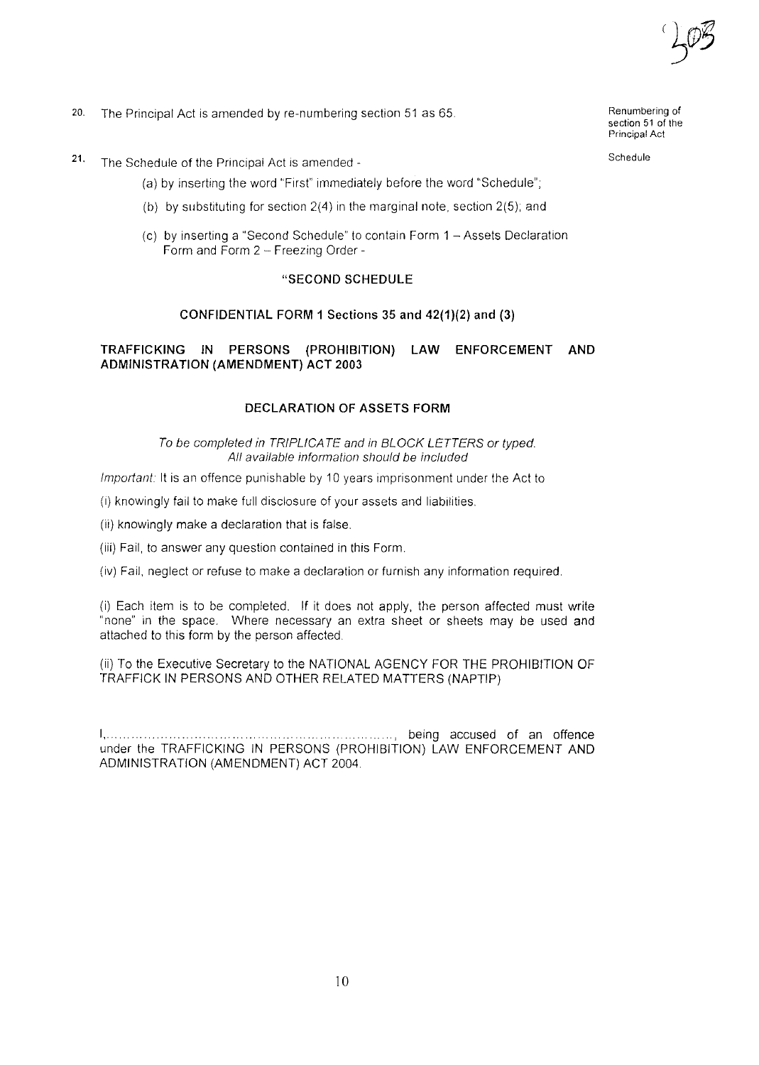20. The Principal Act is amended by re-numbering section 51 as 65.

*Renumbering of section 51 of the Principal Act*

21. The Schedule of the Principal Act is amended -

*Schedule*

(a) by inserting the word "First" immediately before the word "Schedule";

(b) by substituting for section 2(4) in the marginal note, section 2(5); and

(c) by inserting a "Second Schedule" to contain Form 1 – Assets Declaration Form and Form 2 – Freezing Order -

**"SECOND SCHEDULE**

**CONFIDENTIAL FORM 1 Sections 35 and 42(1)(2) and (3)**

**TRAFFICKING IN PERSONS (PROHIBITION) LAW ENFORCEMENT AND ADMINISTRATION (AMENDMENT) ACT 2003**

**DECLARATION OF ASSETS FORM**

*To be completed in TRIPLICATE and in BLOCK LETTERS or typed.*
*All available information should be included*

*Important:* It is an offence punishable by 10 years imprisonment under the Act to

(i) knowingly fail to make full disclosure of your assets and liabilities.

(ii) knowingly make a declaration that is false.

(iii) Fail, to answer any question contained in this Form.

(iv) Fail, neglect or refuse to make a declaration or furnish any information required.

(i) Each item is to be completed. If it does not apply, the person affected must write "none" in the space. Where necessary an extra sheet or sheets may be used and attached to this form by the person affected.

(ii) To the Executive Secretary to the NATIONAL AGENCY FOR THE PROHIBITION OF TRAFFICK IN PERSONS AND OTHER RELATED MATTERS (NAPTIP)

I,.................................................................., being accused of an offence under the TRAFFICKING IN PERSONS (PROHIBITION) LAW ENFORCEMENT AND ADMINISTRATION (AMENDMENT) ACT 2004.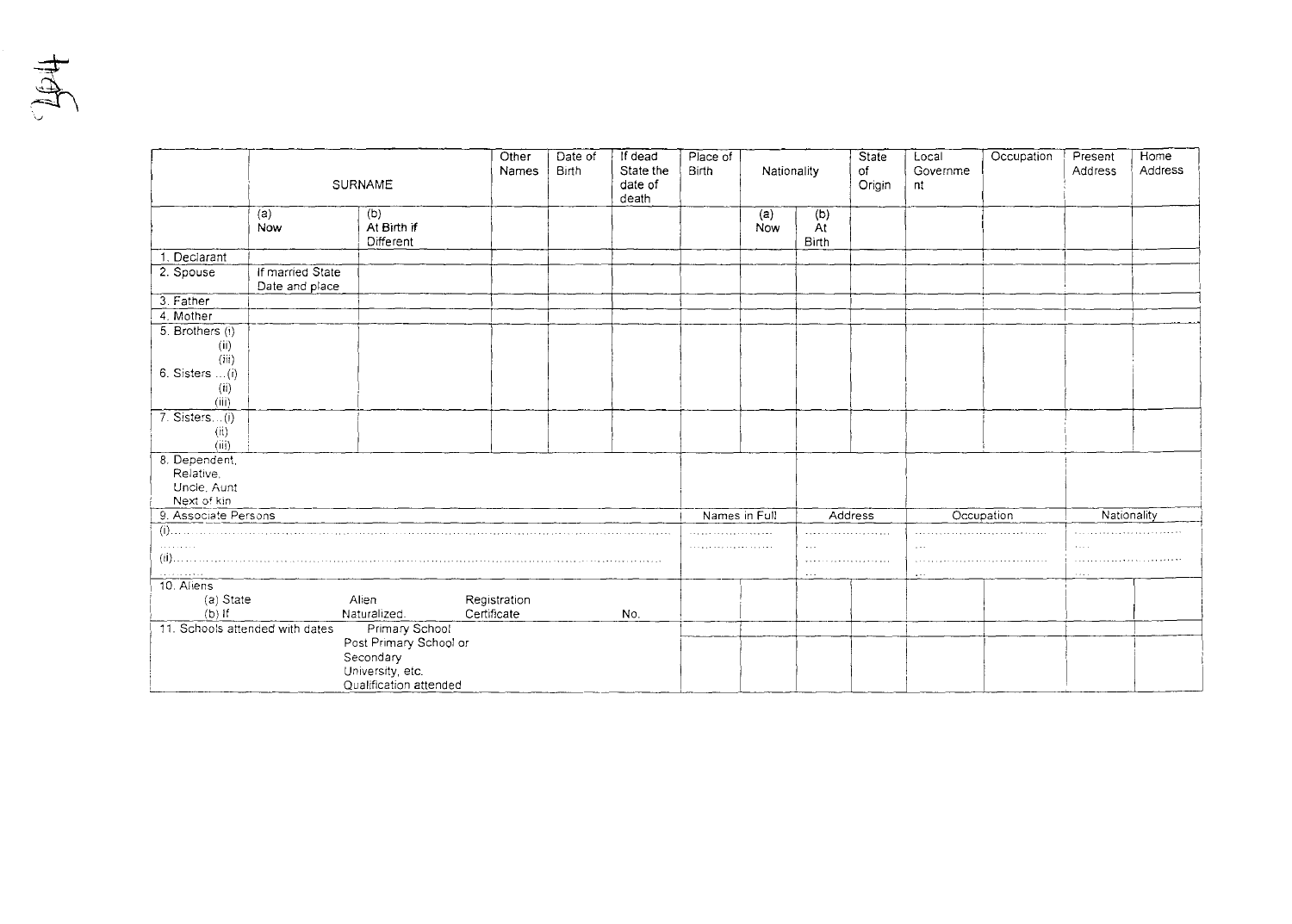| | SURNAME | | Other Names | Date of Birth | If dead State the date of death | Place of Birth | Nationality | | State of Origin | Local Government | Occupation | Present Address | Home Address |
|---|---|---|---|---|---|---|---|---|---|---|---|---|---|
| | (a) Now | (b) At Birth if Different | | | | | (a) Now | (b) At Birth | | | | | |
| 1. Declarant | | | | | | | | | | | | | |
| 2. Spouse | If married State Date and place | | | | | | | | | | | | |
| 3. Father | | | | | | | | | | | | | |
| 4. Mother | | | | | | | | | | | | | |
| 5. Brothers (i) (ii) (iii) 6. Sisters ...(i) (ii) (iii) | | | | | | | | | | | | | |
| 7. Sisters...(i) (ii) (iii) | | | | | | | | | | | | | |
| 8. Dependent, Relative, Uncle, Aunt Next of kin | | | | | | | | | | | | | |
| 9. Associate Persons | | | | | | Names in Full | | Address | | Occupation | | Nationality | |
| (i)............ ........ (ii)............ .......... | | | | | | .................... .................... | | .................. ... .................. ... | | ... ... ... ... | | .................. .... .................. .... | |
| 10. Aliens (a) State (b) If | Alien Naturalized. | | Registration Certificate | | No. | | | | | | | | |
| 11. Schools attended with dates | Primary School Post Primary School or Secondary University, etc. Qualification attended | | | | | | | | | | | | |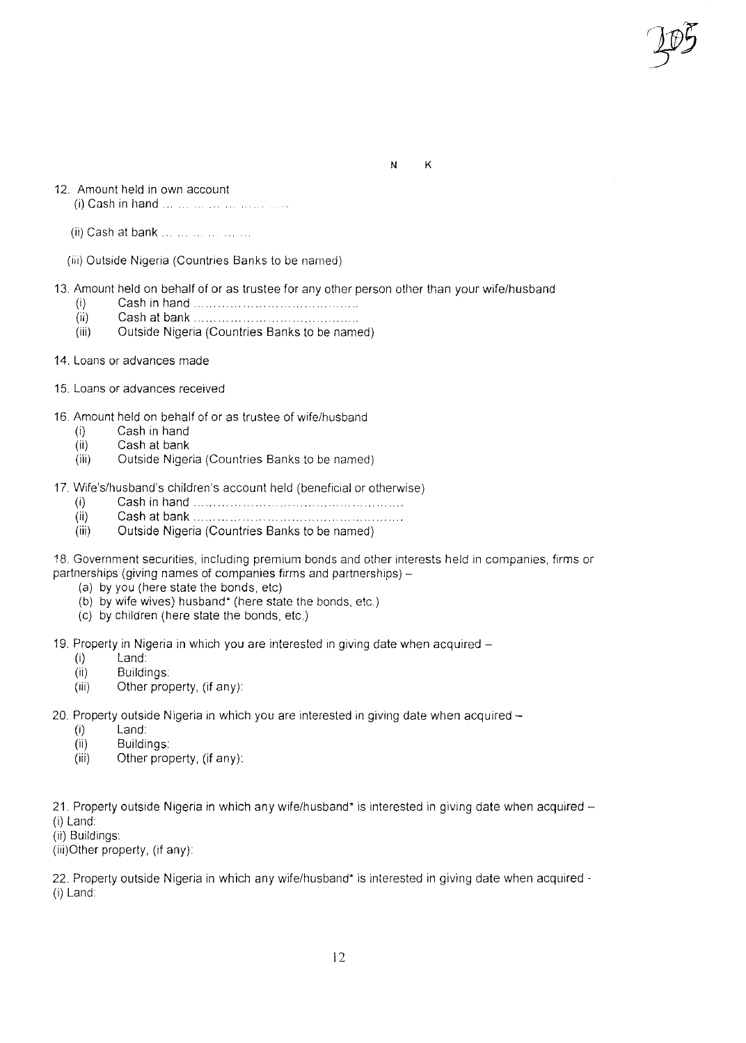N K

12. Amount held in own account
    (i) Cash in hand … … … … … … … …

    (ii) Cash at bank … … … … … …

    (iii) Outside Nigeria (Countries Banks to be named)

13. Amount held on behalf of or as trustee for any other person other than your wife/husband
    (i) Cash in hand …………………………………
    (ii) Cash at bank …………………………………
    (iii) Outside Nigeria (Countries Banks to be named)

14. Loans or advances made

15. Loans or advances received

16. Amount held on behalf of or as trustee of wife/husband
    (i) Cash in hand
    (ii) Cash at bank
    (iii) Outside Nigeria (Countries Banks to be named)

17. Wife's/husband's children's account held (beneficial or otherwise)
    (i) Cash in hand ……………………………………………
    (ii) Cash at bank ……………………………………………
    (iii) Outside Nigeria (Countries Banks to be named)

18. Government securities, including premium bonds and other interests held in companies, firms or partnerships (giving names of companies firms and partnerships) –
    (a) by you (here state the bonds, etc)
    (b) by wife wives) husband* (here state the bonds, etc.)
    (c) by children (here state the bonds, etc.)

19. Property in Nigeria in which you are interested in giving date when acquired –
    (i) Land:
    (ii) Buildings:
    (iii) Other property, (if any):

20. Property outside Nigeria in which you are interested in giving date when acquired –
    (i) Land:
    (ii) Buildings:
    (iii) Other property, (if any):

21. Property outside Nigeria in which any wife/husband* is interested in giving date when acquired –
(i) Land:
(ii) Buildings:
(iii)Other property, (if any):

22. Property outside Nigeria in which any wife/husband* is interested in giving date when acquired -
(i) Land: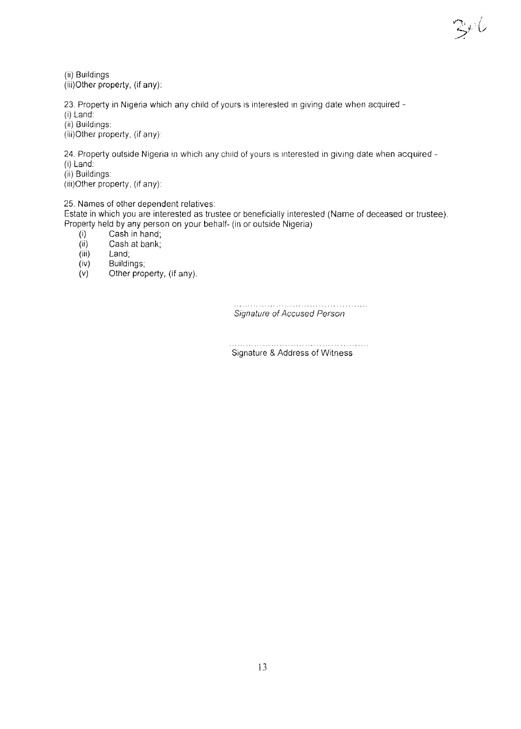(ii) Buildings
(iii)Other property, (if any):

23. Property in Nigeria which any child of yours is interested in giving date when acquired -
(i) Land:
(ii) Buildings:
(iii)Other property, (if any):

24. Property outside Nigeria in which any child of yours is interested in giving date when acquired -
(i) Land:
(ii) Buildings:
(iii)Other property, (if any):

25. Names of other dependent relatives:
Estate in which you are interested as trustee or beneficially interested (Name of deceased or trustee).
Property held by any person on your behalf- (in or outside Nigeria)

- (i) Cash in hand;
- (ii) Cash at bank;
- (iii) Land;
- (iv) Buildings;
- (v) Other property, (if any).

..............................................
*Signature of Accused Person*

..............................................
Signature & Address of Witness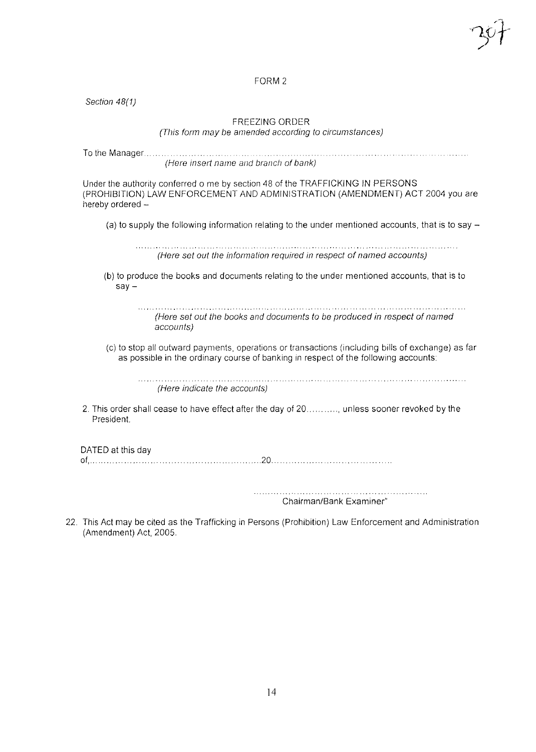FORM 2

*Section 48(1)*

FREEZING ORDER
*(This form may be amended according to circumstances)*

To the Manager.......................................................................................................................
*(Here insert name and branch of bank)*

Under the authority conferred o me by section 48 of the TRAFFICKING IN PERSONS (PROHIBITION) LAW ENFORCEMENT AND ADMINISTRATION (AMENDMENT) ACT 2004 you are hereby ordered –

(a) to supply the following information relating to the under mentioned accounts, that is to say –

.......................................................................................................................
*(Here set out the information required in respect of named accounts)*

(b) to produce the books and documents relating to the under mentioned accounts, that is to say –

.......................................................................................................................
*(Here set out the books and documents to be produced in respect of named accounts)*

(c) to stop all outward payments, operations or transactions (including bills of exchange) as far as possible in the ordinary course of banking in respect of the following accounts:

.......................................................................................................................
*(Here indicate the accounts)*

2. This order shall cease to have effect after the day of 20..........., unless sooner revoked by the President.

DATED at this day of,..........................................................20.........................................

.........................................................
Chairman/Bank Examiner"

22. This Act may be cited as the Trafficking in Persons (Prohibition) Law Enforcement and Administration (Amendment) Act, 2005.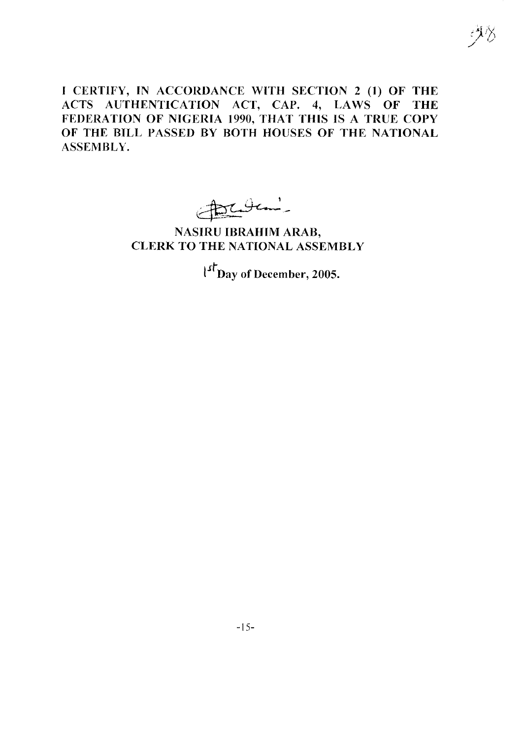**I CERTIFY, IN ACCORDANCE WITH SECTION 2 (1) OF THE ACTS AUTHENTICATION ACT, CAP. 4, LAWS OF THE FEDERATION OF NIGERIA 1990, THAT THIS IS A TRUE COPY OF THE BILL PASSED BY BOTH HOUSES OF THE NATIONAL ASSEMBLY.**

**NASIRU IBRAHIM ARAB,**
**CLERK TO THE NATIONAL ASSEMBLY**

**1st Day of December, 2005.**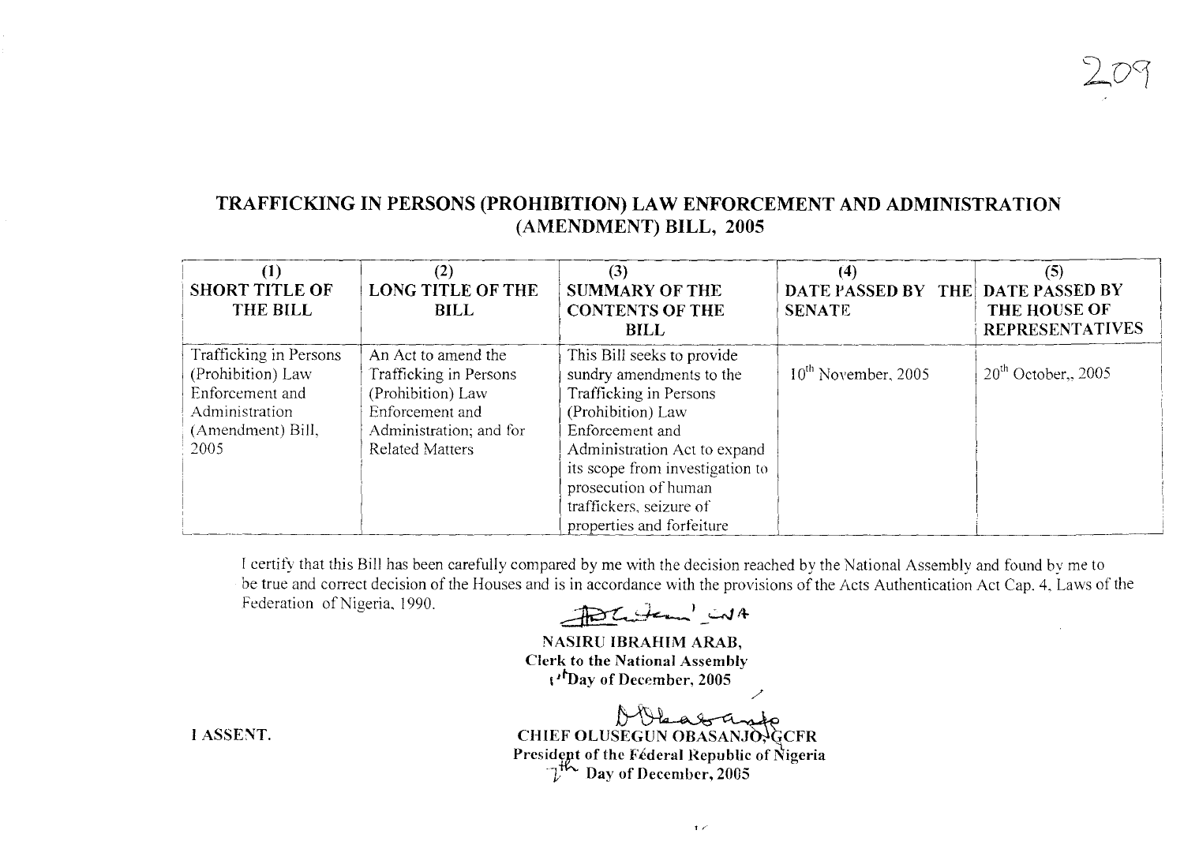## TRAFFICKING IN PERSONS (PROHIBITION) LAW ENFORCEMENT AND ADMINISTRATION (AMENDMENT) BILL, 2005

| (1) SHORT TITLE OF THE BILL | (2) LONG TITLE OF THE BILL | (3) SUMMARY OF THE CONTENTS OF THE BILL | (4) DATE PASSED BY THE SENATE | (5) DATE PASSED BY THE HOUSE OF REPRESENTATIVES |
|---|---|---|---|---|
| Trafficking in Persons (Prohibition) Law Enforcement and Administration (Amendment) Bill, 2005 | An Act to amend the Trafficking in Persons (Prohibition) Law Enforcement and Administration; and for Related Matters | This Bill seeks to provide sundry amendments to the Trafficking in Persons (Prohibition) Law Enforcement and Administration Act to expand its scope from investigation to prosecution of human traffickers, seizure of properties and forfeiture | 10th November, 2005 | 20th October,, 2005 |

I certify that this Bill has been carefully compared by me with the decision reached by the National Assembly and found by me to be true and correct decision of the Houses and is in accordance with the provisions of the Acts Authentication Act Cap. 4, Laws of the Federation of Nigeria, 1990.

**NASIRU IBRAHIM ARAB,**
**Clerk to the National Assembly**
**1st Day of December, 2005**

I ASSENT.

**CHIEF OLUSEGUN OBASANJO, GCFR**
**President of the Federal Republic of Nigeria**
**7th Day of December, 2005**